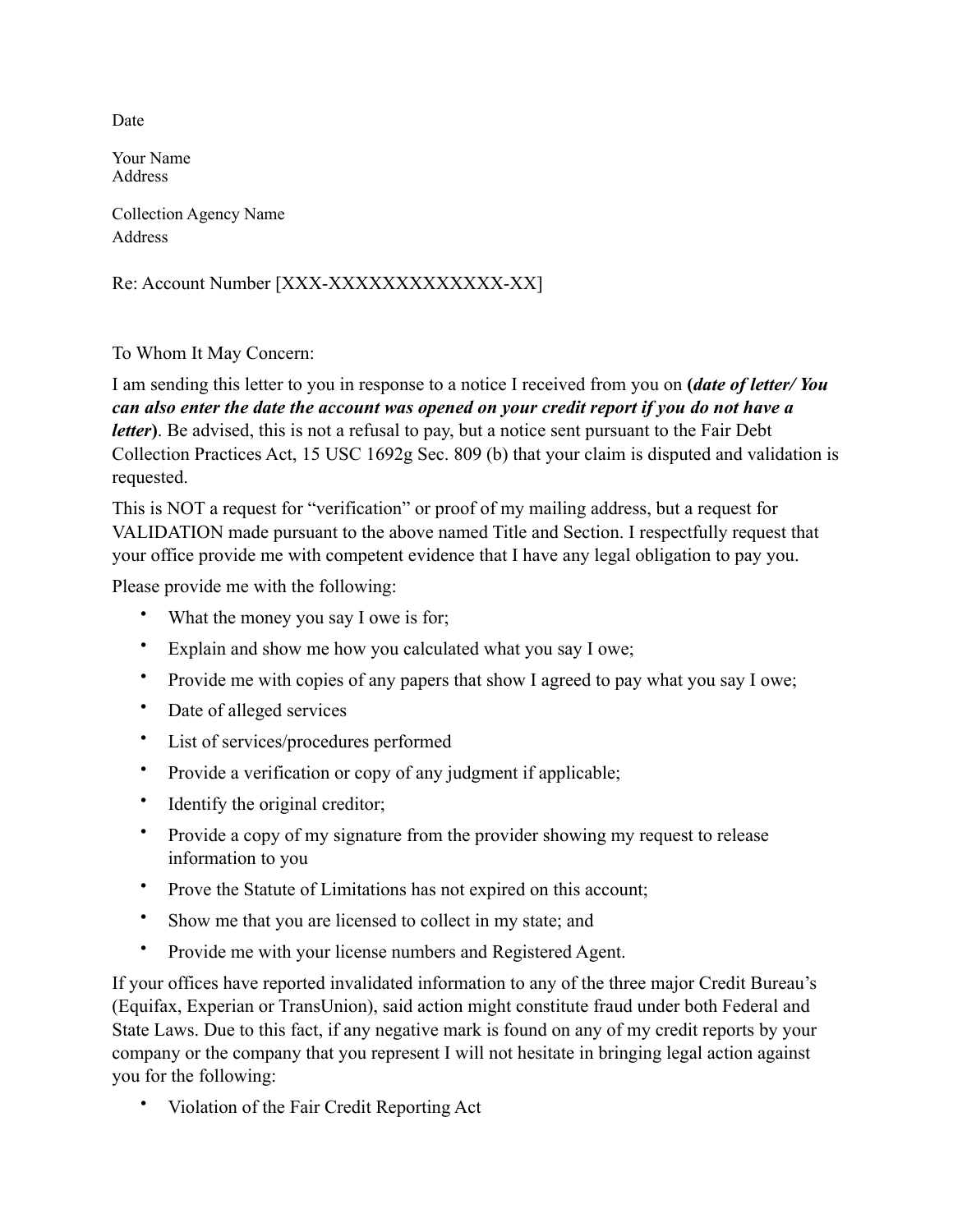Date

Your Name
Address

Collection Agency Name
Address

Re: Account Number [XXX-XXXXXXXXXXXXX-XX]

To Whom It May Concern:

I am sending this letter to you in response to a notice I received from you on **(*date of letter/ You can also enter the date the account was opened on your credit report if you do not have a letter*)**. Be advised, this is not a refusal to pay, but a notice sent pursuant to the Fair Debt Collection Practices Act, 15 USC 1692g Sec. 809 (b) that your claim is disputed and validation is requested.

This is NOT a request for "verification" or proof of my mailing address, but a request for VALIDATION made pursuant to the above named Title and Section. I respectfully request that your office provide me with competent evidence that I have any legal obligation to pay you.

Please provide me with the following:

- What the money you say I owe is for;
- Explain and show me how you calculated what you say I owe;
- Provide me with copies of any papers that show I agreed to pay what you say I owe;
- Date of alleged services
- List of services/procedures performed
- Provide a verification or copy of any judgment if applicable;
- Identify the original creditor;
- Provide a copy of my signature from the provider showing my request to release information to you
- Prove the Statute of Limitations has not expired on this account;
- Show me that you are licensed to collect in my state; and
- Provide me with your license numbers and Registered Agent.

If your offices have reported invalidated information to any of the three major Credit Bureau's (Equifax, Experian or TransUnion), said action might constitute fraud under both Federal and State Laws. Due to this fact, if any negative mark is found on any of my credit reports by your company or the company that you represent I will not hesitate in bringing legal action against you for the following:

- Violation of the Fair Credit Reporting Act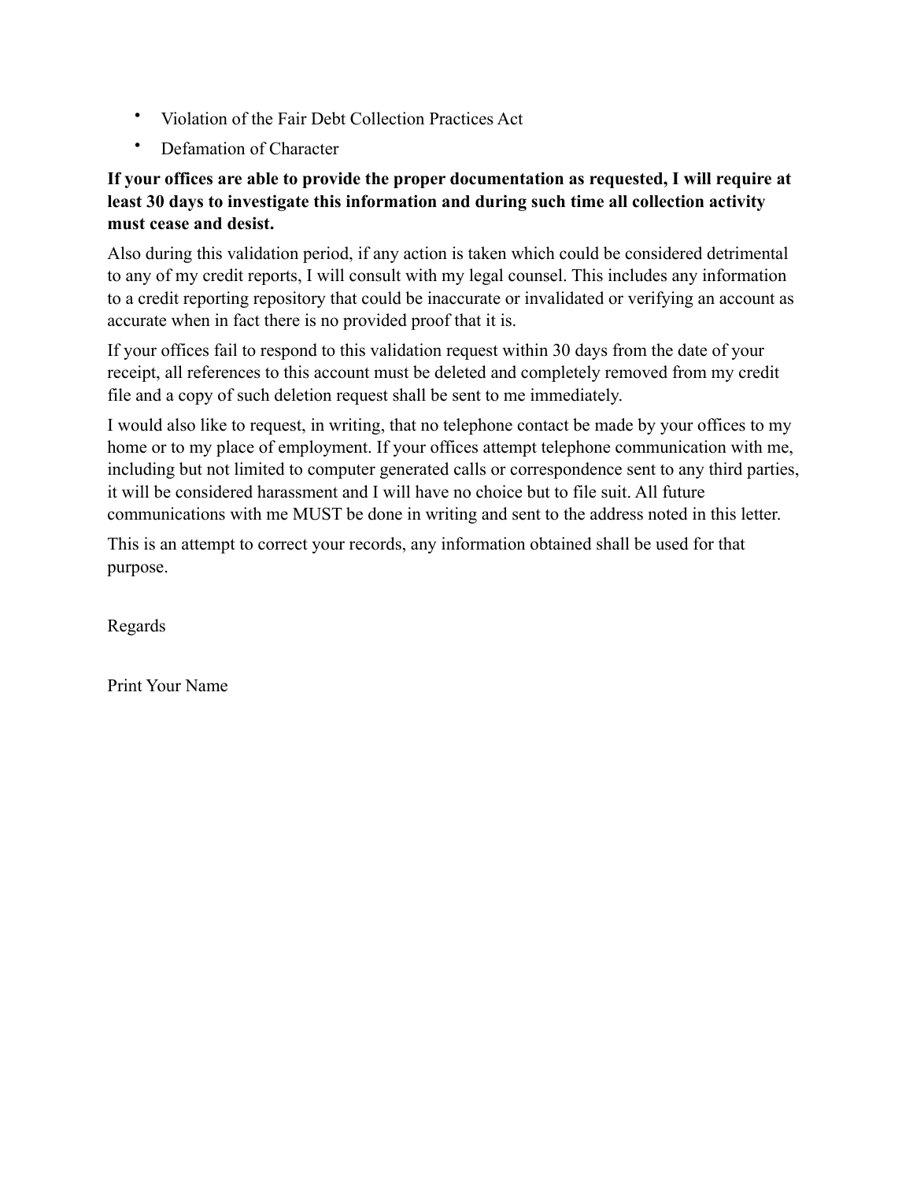- Violation of the Fair Debt Collection Practices Act
- Defamation of Character

**If your offices are able to provide the proper documentation as requested, I will require at least 30 days to investigate this information and during such time all collection activity must cease and desist.**

Also during this validation period, if any action is taken which could be considered detrimental to any of my credit reports, I will consult with my legal counsel. This includes any information to a credit reporting repository that could be inaccurate or invalidated or verifying an account as accurate when in fact there is no provided proof that it is.

If your offices fail to respond to this validation request within 30 days from the date of your receipt, all references to this account must be deleted and completely removed from my credit file and a copy of such deletion request shall be sent to me immediately.

I would also like to request, in writing, that no telephone contact be made by your offices to my home or to my place of employment. If your offices attempt telephone communication with me, including but not limited to computer generated calls or correspondence sent to any third parties, it will be considered harassment and I will have no choice but to file suit. All future communications with me MUST be done in writing and sent to the address noted in this letter.

This is an attempt to correct your records, any information obtained shall be used for that purpose.

Regards

Print Your Name